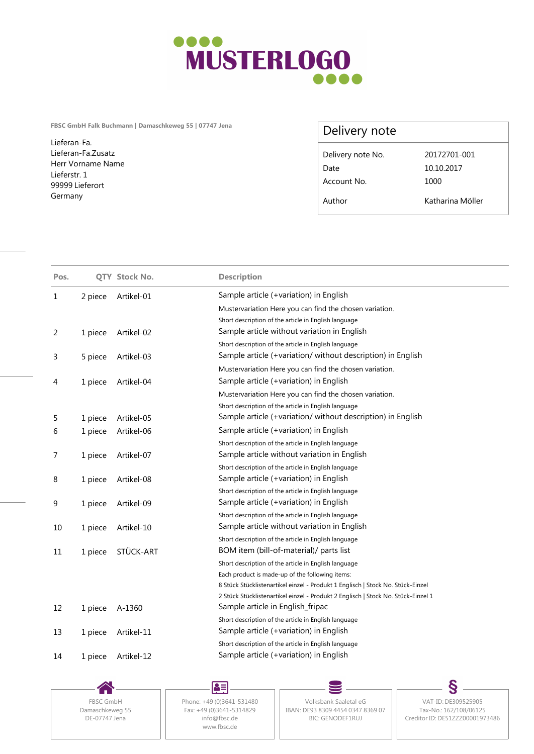MUSTERLOGO

FBSC GmbH Falk Buchmann | Damaschkeweg 55 | 07747 Jena

Lieferan-Fa.
Lieferan-Fa.Zusatz
Herr Vorname Name
Lieferstr. 1
99999 Lieferort
Germany

## Delivery note

| | |
|---|---|
| Delivery note No. | 20172701-001 |
| Date | 10.10.2017 |
| Account No. | 1000 |
| Author | Katharina Möller |

| Pos. | QTY | Stock No. | Description |
|---|---|---|---|
| 1 | 2 piece | Artikel-01 | Sample article (+variation) in English<br>Mustervariation Here you can find the chosen variation.<br>Short description of the article in English language |
| 2 | 1 piece | Artikel-02 | Sample article without variation in English<br>Short description of the article in English language |
| 3 | 5 piece | Artikel-03 | Sample article (+variation/ without description) in English<br>Mustervariation Here you can find the chosen variation. |
| 4 | 1 piece | Artikel-04 | Sample article (+variation) in English<br>Mustervariation Here you can find the chosen variation.<br>Short description of the article in English language |
| 5 | 1 piece | Artikel-05 | Sample article (+variation/ without description) in English |
| 6 | 1 piece | Artikel-06 | Sample article (+variation) in English<br>Short description of the article in English language |
| 7 | 1 piece | Artikel-07 | Sample article without variation in English<br>Short description of the article in English language |
| 8 | 1 piece | Artikel-08 | Sample article (+variation) in English<br>Short description of the article in English language |
| 9 | 1 piece | Artikel-09 | Sample article (+variation) in English<br>Short description of the article in English language |
| 10 | 1 piece | Artikel-10 | Sample article without variation in English<br>Short description of the article in English language |
| 11 | 1 piece | STÜCK-ART | BOM item (bill-of-material)/ parts list<br>Short description of the article in English language<br>Each product is made-up of the following items:<br>8 Stück Stücklistenartikel einzel - Produkt 1 Englisch \| Stock No. Stück-Einzel<br>2 Stück Stücklistenartikel einzel - Produkt 2 Englisch \| Stock No. Stück-Einzel 1 |
| 12 | 1 piece | A-1360 | Sample article in English_fripac<br>Short description of the article in English language |
| 13 | 1 piece | Artikel-11 | Sample article (+variation) in English<br>Short description of the article in English language |
| 14 | 1 piece | Artikel-12 | Sample article (+variation) in English |

FBSC GmbH
Damaschkeweg 55
DE-07747 Jena

Phone: +49 (0)3641-531480
Fax: +49 (0)3641-5314829
info@fbsc.de
www.fbsc.de

Volksbank Saaletal eG
IBAN: DE93 8309 4454 0347 8369 07
BIC: GENODEF1RUJ

VAT-ID: DE309525905
Tax-No.: 162/108/06125
Creditor ID: DE51ZZZ00001973486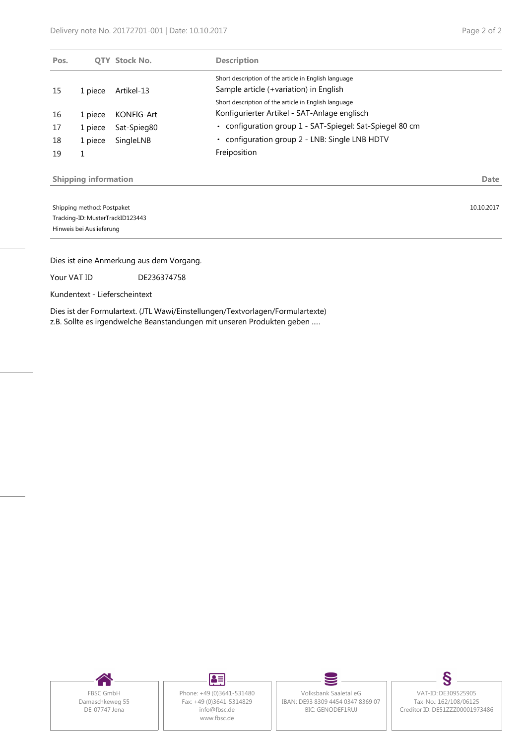| Pos. | QTY | Stock No. | Description |
|---|---|---|---|
| 15 | 1 piece | Artikel-13 | Short description of the article in English language<br>Sample article (+variation) in English |
| 16 | 1 piece | KONFIG-Art | Short description of the article in English language<br>Konfigurierter Artikel - SAT-Anlage englisch |
| 17 | 1 piece | Sat-Spieg80 | • configuration group 1 - SAT-Spiegel: Sat-Spiegel 80 cm |
| 18 | 1 piece | SingleLNB | • configuration group 2 - LNB: Single LNB HDTV |
| 19 | 1 | | Freiposition |

| Shipping information | Date |
|---|---|
| Shipping method: Postpaket<br>Tracking-ID: MusterTrackID123443<br>Hinweis bei Auslieferung | 10.10.2017 |

Dies ist eine Anmerkung aus dem Vorgang.

Your VAT ID DE236374758

Kundentext - Lieferscheintext

Dies ist der Formulartext. (JTL Wawi/Einstellungen/Textvorlagen/Formulartexte)
z.B. Sollte es irgendwelche Beanstandungen mit unseren Produkten geben .....

FBSC GmbH
Damaschkeweg 55
DE-07747 Jena

Phone: +49 (0)3641-531480
Fax: +49 (0)3641-5314829
info@fbsc.de
www.fbsc.de

Volksbank Saaletal eG
IBAN: DE93 8309 4454 0347 8369 07
BIC: GENODEF1RUJ

VAT-ID: DE309525905
Tax-No.: 162/108/06125
Creditor ID: DE51ZZZ00001973486